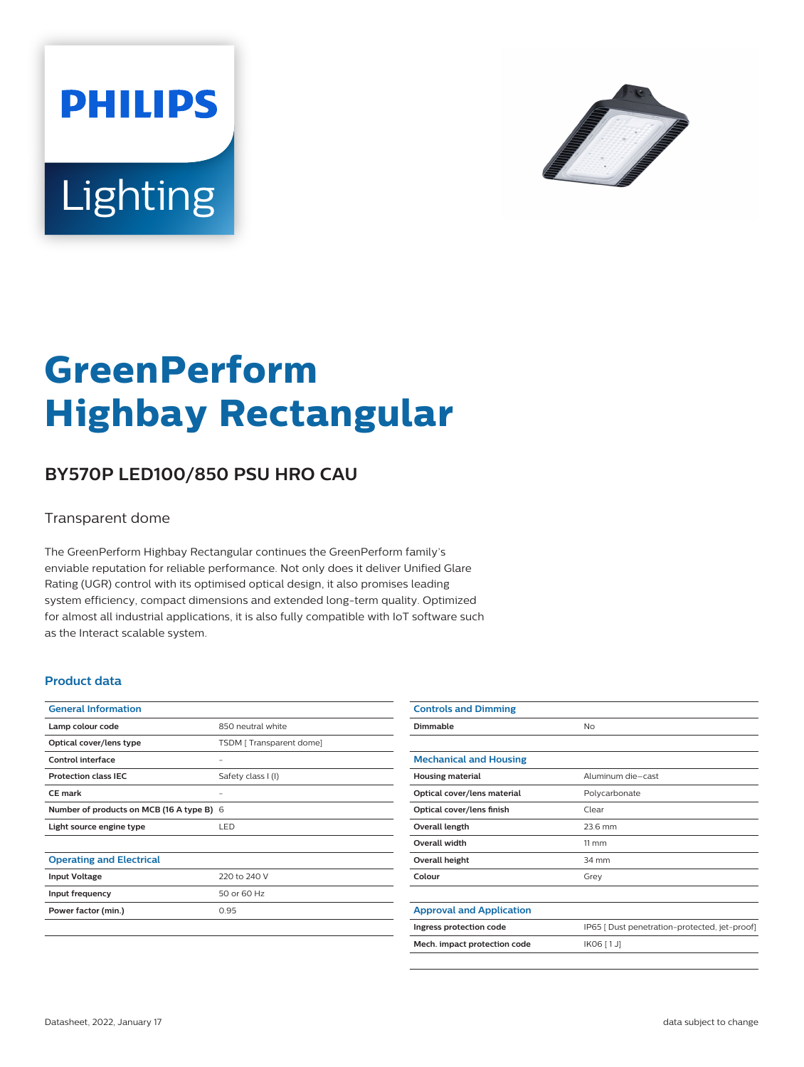# GreenPerform Highbay Rectangular

## BY570P LED100/850 PSU HRO CAU

Transparent dome

The GreenPerform Highbay Rectangular continues the GreenPerform family's enviable reputation for reliable performance. Not only does it deliver Unified Glare Rating (UGR) control with its optimised optical design, it also promises leading system efficiency, compact dimensions and extended long-term quality. Optimized for almost all industrial applications, it is also fully compatible with IoT software such as the Interact scalable system.

### Product data

| General Information | |
|---|---|
| **Lamp colour code** | 850 neutral white |
| **Optical cover/lens type** | TSDM [ Transparent dome] |
| **Control interface** | - |
| **Protection class IEC** | Safety class I (I) |
| **CE mark** | - |
| **Number of products on MCB (16 A type B)** | 6 |
| **Light source engine type** | LED |

| Operating and Electrical | |
|---|---|
| **Input Voltage** | 220 to 240 V |
| **Input frequency** | 50 or 60 Hz |
| **Power factor (min.)** | 0.95 |

| Controls and Dimming | |
|---|---|
| **Dimmable** | No |

| Mechanical and Housing | |
|---|---|
| **Housing material** | Aluminum die-cast |
| **Optical cover/lens material** | Polycarbonate |
| **Optical cover/lens finish** | Clear |
| **Overall length** | 23.6 mm |
| **Overall width** | 11 mm |
| **Overall height** | 34 mm |
| **Colour** | Grey |

| Approval and Application | |
|---|---|
| **Ingress protection code** | IP65 [ Dust penetration-protected, jet-proof] |
| **Mech. impact protection code** | IK06 [ 1 J] |

Datasheet, 2022, January 17

data subject to change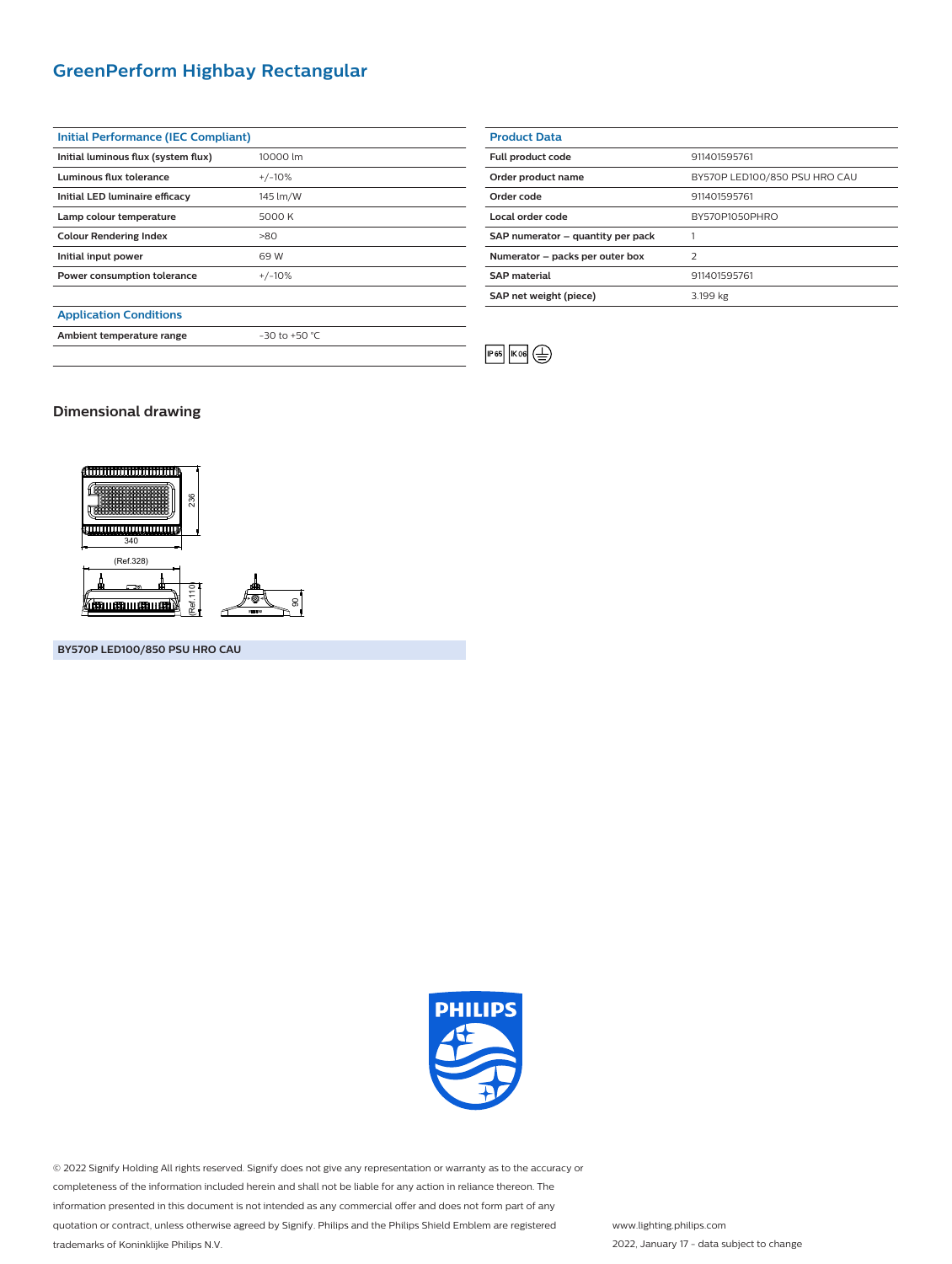# GreenPerform Highbay Rectangular

| Initial Performance (IEC Compliant) | |
|---|---|
| Initial luminous flux (system flux) | 10000 lm |
| Luminous flux tolerance | +/-10% |
| Initial LED luminaire efficacy | 145 lm/W |
| Lamp colour temperature | 5000 K |
| Colour Rendering Index | >80 |
| Initial input power | 69 W |
| Power consumption tolerance | +/-10% |

| Application Conditions | |
|---|---|
| Ambient temperature range | -30 to +50 °C |

| Product Data | |
|---|---|
| Full product code | 911401595761 |
| Order product name | BY570P LED100/850 PSU HRO CAU |
| Order code | 911401595761 |
| Local order code | BY570P1050PHRO |
| SAP numerator – quantity per pack | 1 |
| Numerator – packs per outer box | 2 |
| SAP material | 911401595761 |
| SAP net weight (piece) | 3.199 kg |

IP 65 IK 06

## Dimensional drawing

236
340
(Ref.328)
(Ref.110)
90

BY570P LED100/850 PSU HRO CAU

© 2022 Signify Holding All rights reserved. Signify does not give any representation or warranty as to the accuracy or completeness of the information included herein and shall not be liable for any action in reliance thereon. The information presented in this document is not intended as any commercial offer and does not form part of any quotation or contract, unless otherwise agreed by Signify. Philips and the Philips Shield Emblem are registered trademarks of Koninklijke Philips N.V.

www.lighting.philips.com
2022, January 17 - data subject to change